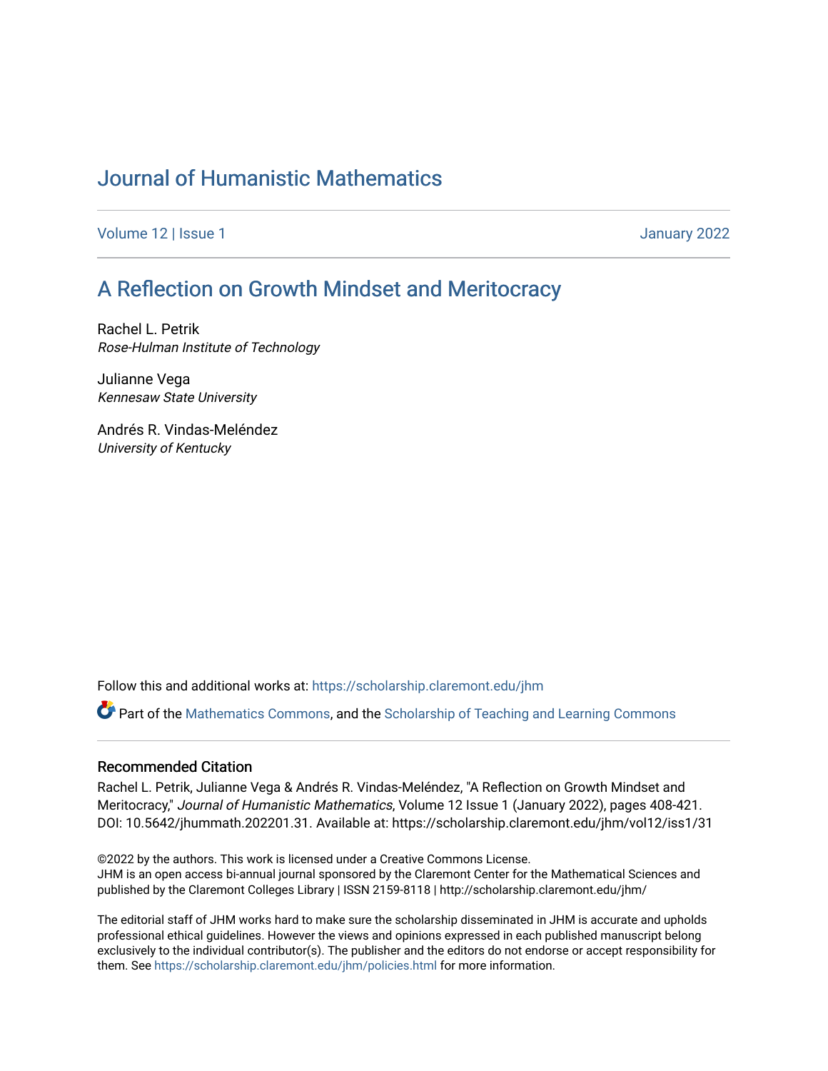# Journal of Humanistic Mathematics

Volume 12 | Issue 1 January 2022

## A Reflection on Growth Mindset and Meritocracy

Rachel L. Petrik
*Rose-Hulman Institute of Technology*

Julianne Vega
*Kennesaw State University*

Andrés R. Vindas-Meléndez
*University of Kentucky*

Follow this and additional works at: https://scholarship.claremont.edu/jhm

Part of the Mathematics Commons, and the Scholarship of Teaching and Learning Commons

### Recommended Citation

Rachel L. Petrik, Julianne Vega & Andrés R. Vindas-Meléndez, "A Reflection on Growth Mindset and Meritocracy," *Journal of Humanistic Mathematics*, Volume 12 Issue 1 (January 2022), pages 408-421. DOI: 10.5642/jhummath.202201.31. Available at: https://scholarship.claremont.edu/jhm/vol12/iss1/31

©2022 by the authors. This work is licensed under a Creative Commons License.
JHM is an open access bi-annual journal sponsored by the Claremont Center for the Mathematical Sciences and published by the Claremont Colleges Library | ISSN 2159-8118 | http://scholarship.claremont.edu/jhm/

The editorial staff of JHM works hard to make sure the scholarship disseminated in JHM is accurate and upholds professional ethical guidelines. However the views and opinions expressed in each published manuscript belong exclusively to the individual contributor(s). The publisher and the editors do not endorse or accept responsibility for them. See https://scholarship.claremont.edu/jhm/policies.html for more information.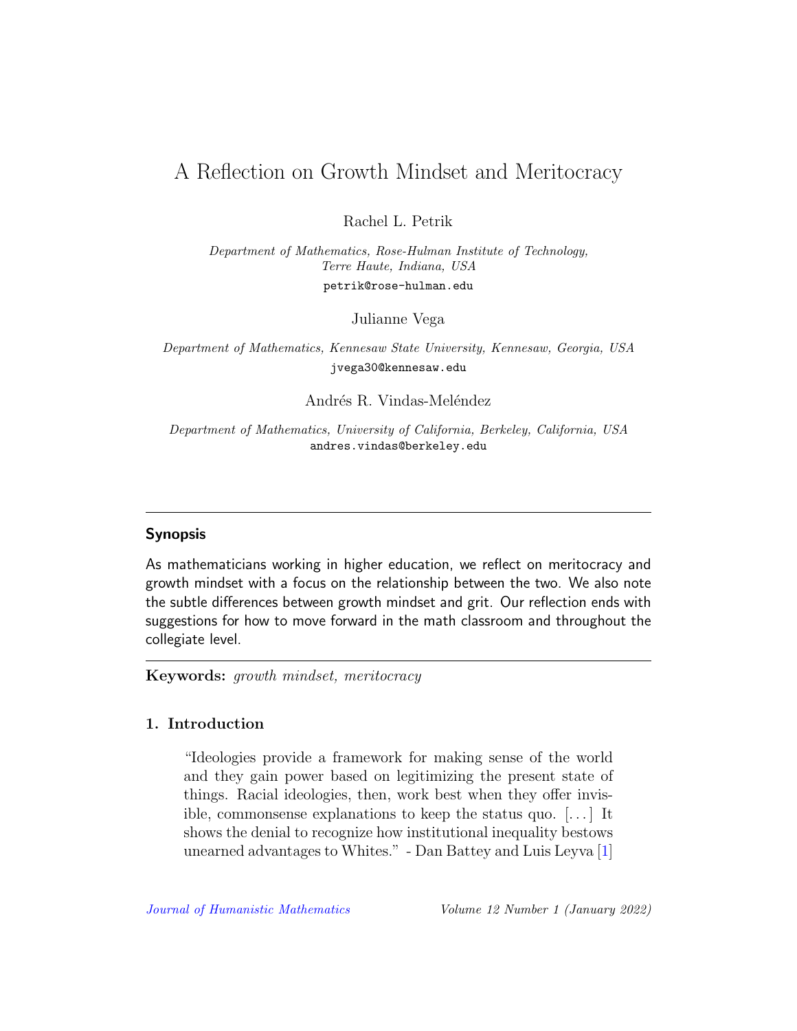# A Reflection on Growth Mindset and Meritocracy

Rachel L. Petrik

*Department of Mathematics, Rose-Hulman Institute of Technology, Terre Haute, Indiana, USA*
petrik@rose-hulman.edu

Julianne Vega

*Department of Mathematics, Kennesaw State University, Kennesaw, Georgia, USA*
jvega30@kennesaw.edu

Andrés R. Vindas-Meléndez

*Department of Mathematics, University of California, Berkeley, California, USA*
andres.vindas@berkeley.edu

---

## Synopsis

As mathematicians working in higher education, we reflect on meritocracy and growth mindset with a focus on the relationship between the two. We also note the subtle differences between growth mindset and grit. Our reflection ends with suggestions for how to move forward in the math classroom and throughout the collegiate level.

---

**Keywords:** *growth mindset, meritocracy*

## 1. Introduction

> "Ideologies provide a framework for making sense of the world and they gain power based on legitimizing the present state of things. Racial ideologies, then, work best when they offer invisible, commonsense explanations to keep the status quo. [...] It shows the denial to recognize how institutional inequality bestows unearned advantages to Whites." - Dan Battey and Luis Leyva [1]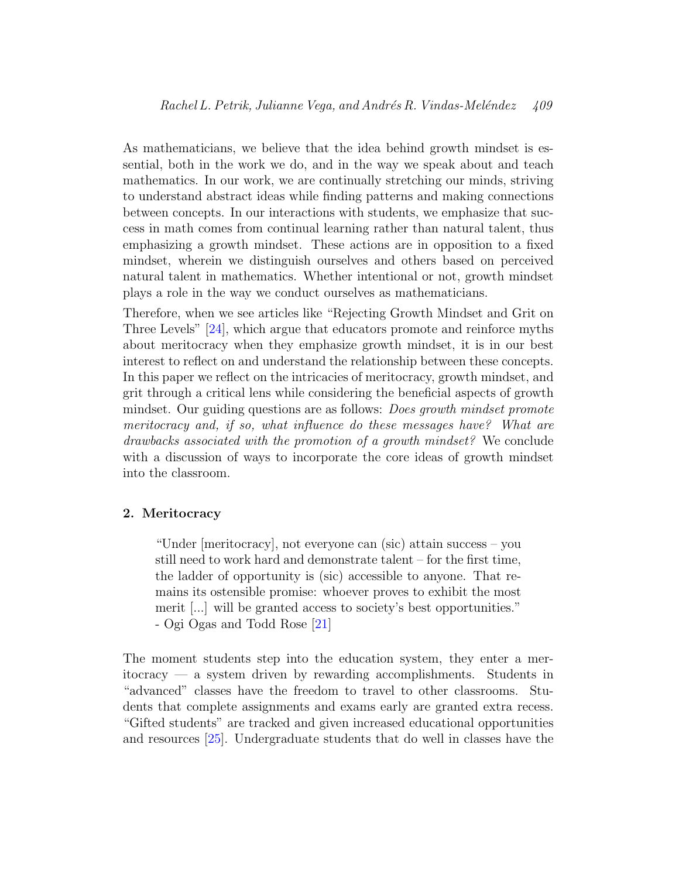As mathematicians, we believe that the idea behind growth mindset is essential, both in the work we do, and in the way we speak about and teach mathematics. In our work, we are continually stretching our minds, striving to understand abstract ideas while finding patterns and making connections between concepts. In our interactions with students, we emphasize that success in math comes from continual learning rather than natural talent, thus emphasizing a growth mindset. These actions are in opposition to a fixed mindset, wherein we distinguish ourselves and others based on perceived natural talent in mathematics. Whether intentional or not, growth mindset plays a role in the way we conduct ourselves as mathematicians.

Therefore, when we see articles like "Rejecting Growth Mindset and Grit on Three Levels" [24], which argue that educators promote and reinforce myths about meritocracy when they emphasize growth mindset, it is in our best interest to reflect on and understand the relationship between these concepts. In this paper we reflect on the intricacies of meritocracy, growth mindset, and grit through a critical lens while considering the beneficial aspects of growth mindset. Our guiding questions are as follows: *Does growth mindset promote meritocracy and, if so, what influence do these messages have? What are drawbacks associated with the promotion of a growth mindset?* We conclude with a discussion of ways to incorporate the core ideas of growth mindset into the classroom.

## 2. Meritocracy

> "Under [meritocracy], not everyone can (sic) attain success – you still need to work hard and demonstrate talent – for the first time, the ladder of opportunity is (sic) accessible to anyone. That remains its ostensible promise: whoever proves to exhibit the most merit [...] will be granted access to society's best opportunities."
> - Ogi Ogas and Todd Rose [21]

The moment students step into the education system, they enter a meritocracy — a system driven by rewarding accomplishments. Students in "advanced" classes have the freedom to travel to other classrooms. Students that complete assignments and exams early are granted extra recess. "Gifted students" are tracked and given increased educational opportunities and resources [25]. Undergraduate students that do well in classes have the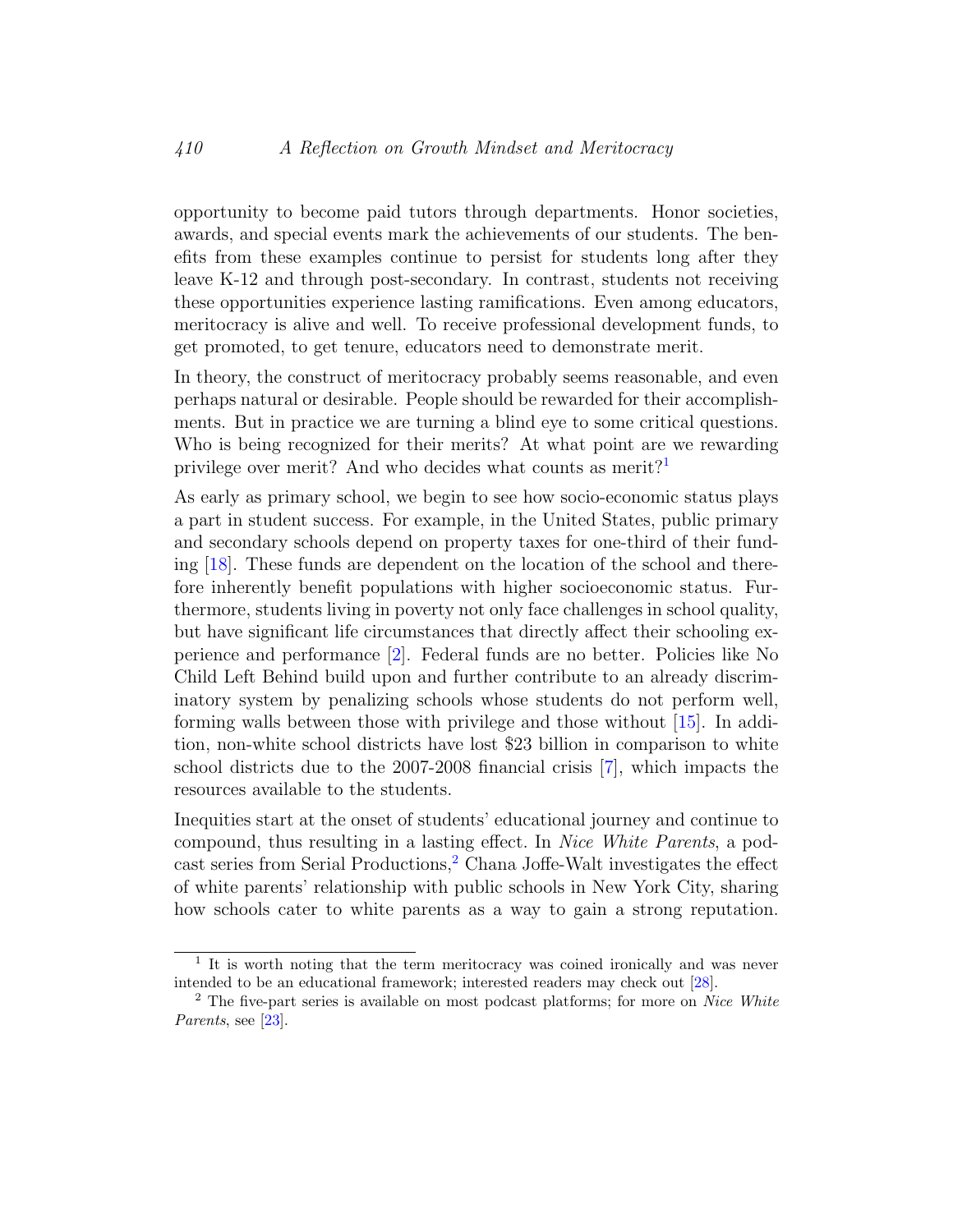opportunity to become paid tutors through departments. Honor societies, awards, and special events mark the achievements of our students. The benefits from these examples continue to persist for students long after they leave K-12 and through post-secondary. In contrast, students not receiving these opportunities experience lasting ramifications. Even among educators, meritocracy is alive and well. To receive professional development funds, to get promoted, to get tenure, educators need to demonstrate merit.

In theory, the construct of meritocracy probably seems reasonable, and even perhaps natural or desirable. People should be rewarded for their accomplishments. But in practice we are turning a blind eye to some critical questions. Who is being recognized for their merits? At what point are we rewarding privilege over merit? And who decides what counts as merit?[1]

As early as primary school, we begin to see how socio-economic status plays a part in student success. For example, in the United States, public primary and secondary schools depend on property taxes for one-third of their funding [18]. These funds are dependent on the location of the school and therefore inherently benefit populations with higher socioeconomic status. Furthermore, students living in poverty not only face challenges in school quality, but have significant life circumstances that directly affect their schooling experience and performance [2]. Federal funds are no better. Policies like No Child Left Behind build upon and further contribute to an already discriminatory system by penalizing schools whose students do not perform well, forming walls between those with privilege and those without [15]. In addition, non-white school districts have lost $23 billion in comparison to white school districts due to the 2007-2008 financial crisis [7], which impacts the resources available to the students.

Inequities start at the onset of students' educational journey and continue to compound, thus resulting in a lasting effect. In *Nice White Parents*, a podcast series from Serial Productions,[2] Chana Joffe-Walt investigates the effect of white parents' relationship with public schools in New York City, sharing how schools cater to white parents as a way to gain a strong reputation.

[1] It is worth noting that the term meritocracy was coined ironically and was never intended to be an educational framework; interested readers may check out [28].

[2] The five-part series is available on most podcast platforms; for more on *Nice White Parents*, see [23].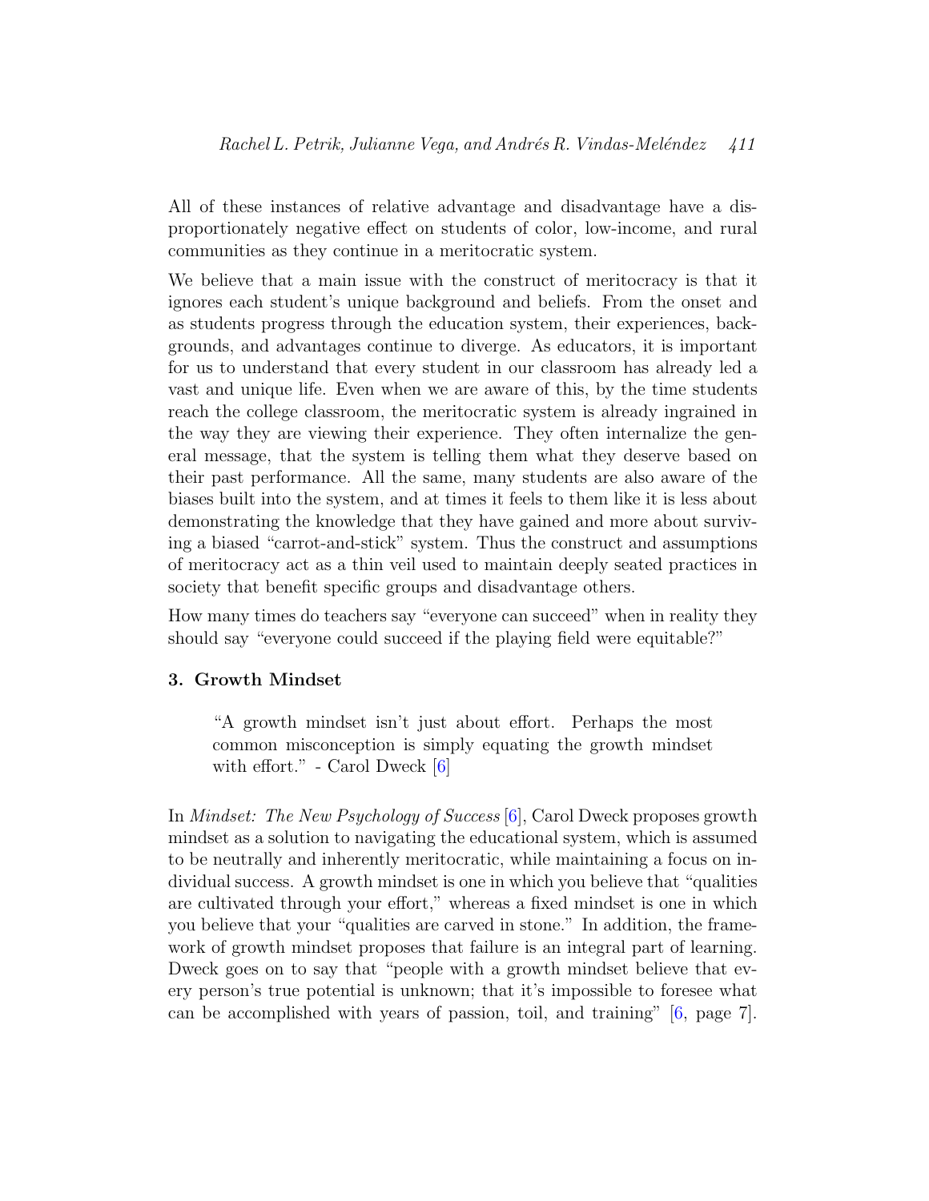All of these instances of relative advantage and disadvantage have a disproportionately negative effect on students of color, low-income, and rural communities as they continue in a meritocratic system.

We believe that a main issue with the construct of meritocracy is that it ignores each student's unique background and beliefs. From the onset and as students progress through the education system, their experiences, backgrounds, and advantages continue to diverge. As educators, it is important for us to understand that every student in our classroom has already led a vast and unique life. Even when we are aware of this, by the time students reach the college classroom, the meritocratic system is already ingrained in the way they are viewing their experience. They often internalize the general message, that the system is telling them what they deserve based on their past performance. All the same, many students are also aware of the biases built into the system, and at times it feels to them like it is less about demonstrating the knowledge that they have gained and more about surviving a biased "carrot-and-stick" system. Thus the construct and assumptions of meritocracy act as a thin veil used to maintain deeply seated practices in society that benefit specific groups and disadvantage others.

How many times do teachers say "everyone can succeed" when in reality they should say "everyone could succeed if the playing field were equitable?"

## 3. Growth Mindset

> "A growth mindset isn't just about effort. Perhaps the most common misconception is simply equating the growth mindset with effort." - Carol Dweck [6]

In *Mindset: The New Psychology of Success* [6], Carol Dweck proposes growth mindset as a solution to navigating the educational system, which is assumed to be neutrally and inherently meritocratic, while maintaining a focus on individual success. A growth mindset is one in which you believe that "qualities are cultivated through your effort," whereas a fixed mindset is one in which you believe that your "qualities are carved in stone." In addition, the framework of growth mindset proposes that failure is an integral part of learning. Dweck goes on to say that "people with a growth mindset believe that every person's true potential is unknown; that it's impossible to foresee what can be accomplished with years of passion, toil, and training" [6, page 7].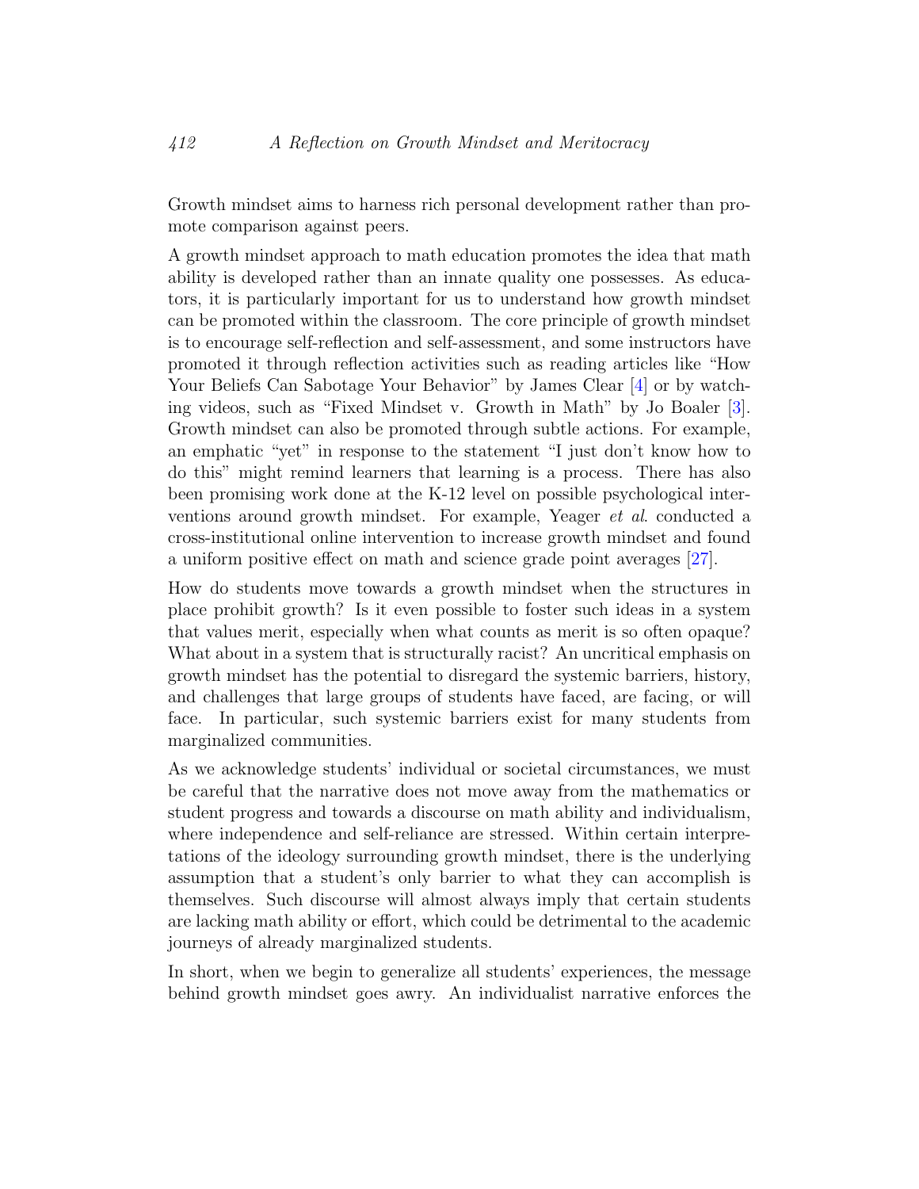Growth mindset aims to harness rich personal development rather than promote comparison against peers.

A growth mindset approach to math education promotes the idea that math ability is developed rather than an innate quality one possesses. As educators, it is particularly important for us to understand how growth mindset can be promoted within the classroom. The core principle of growth mindset is to encourage self-reflection and self-assessment, and some instructors have promoted it through reflection activities such as reading articles like "How Your Beliefs Can Sabotage Your Behavior" by James Clear [4] or by watching videos, such as "Fixed Mindset v. Growth in Math" by Jo Boaler [3]. Growth mindset can also be promoted through subtle actions. For example, an emphatic "yet" in response to the statement "I just don't know how to do this" might remind learners that learning is a process. There has also been promising work done at the K-12 level on possible psychological interventions around growth mindset. For example, Yeager *et al*. conducted a cross-institutional online intervention to increase growth mindset and found a uniform positive effect on math and science grade point averages [27].

How do students move towards a growth mindset when the structures in place prohibit growth? Is it even possible to foster such ideas in a system that values merit, especially when what counts as merit is so often opaque? What about in a system that is structurally racist? An uncritical emphasis on growth mindset has the potential to disregard the systemic barriers, history, and challenges that large groups of students have faced, are facing, or will face. In particular, such systemic barriers exist for many students from marginalized communities.

As we acknowledge students' individual or societal circumstances, we must be careful that the narrative does not move away from the mathematics or student progress and towards a discourse on math ability and individualism, where independence and self-reliance are stressed. Within certain interpretations of the ideology surrounding growth mindset, there is the underlying assumption that a student's only barrier to what they can accomplish is themselves. Such discourse will almost always imply that certain students are lacking math ability or effort, which could be detrimental to the academic journeys of already marginalized students.

In short, when we begin to generalize all students' experiences, the message behind growth mindset goes awry. An individualist narrative enforces the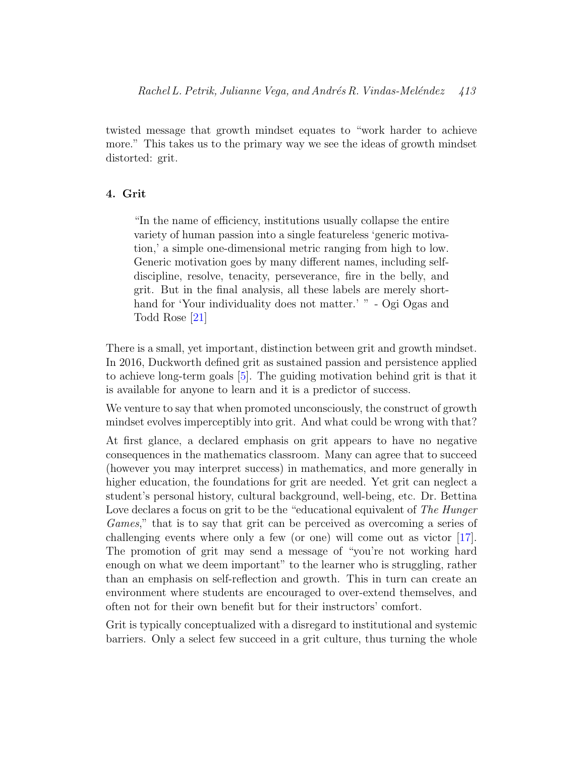twisted message that growth mindset equates to "work harder to achieve more." This takes us to the primary way we see the ideas of growth mindset distorted: grit.

## 4. Grit

> "In the name of efficiency, institutions usually collapse the entire variety of human passion into a single featureless 'generic motivation,' a simple one-dimensional metric ranging from high to low. Generic motivation goes by many different names, including self-discipline, resolve, tenacity, perseverance, fire in the belly, and grit. But in the final analysis, all these labels are merely shorthand for 'Your individuality does not matter.' " - Ogi Ogas and Todd Rose [21]

There is a small, yet important, distinction between grit and growth mindset. In 2016, Duckworth defined grit as sustained passion and persistence applied to achieve long-term goals [5]. The guiding motivation behind grit is that it is available for anyone to learn and it is a predictor of success.

We venture to say that when promoted unconsciously, the construct of growth mindset evolves imperceptibly into grit. And what could be wrong with that?

At first glance, a declared emphasis on grit appears to have no negative consequences in the mathematics classroom. Many can agree that to succeed (however you may interpret success) in mathematics, and more generally in higher education, the foundations for grit are needed. Yet grit can neglect a student's personal history, cultural background, well-being, etc. Dr. Bettina Love declares a focus on grit to be the "educational equivalent of *The Hunger Games*," that is to say that grit can be perceived as overcoming a series of challenging events where only a few (or one) will come out as victor [17]. The promotion of grit may send a message of "you're not working hard enough on what we deem important" to the learner who is struggling, rather than an emphasis on self-reflection and growth. This in turn can create an environment where students are encouraged to over-extend themselves, and often not for their own benefit but for their instructors' comfort.

Grit is typically conceptualized with a disregard to institutional and systemic barriers. Only a select few succeed in a grit culture, thus turning the whole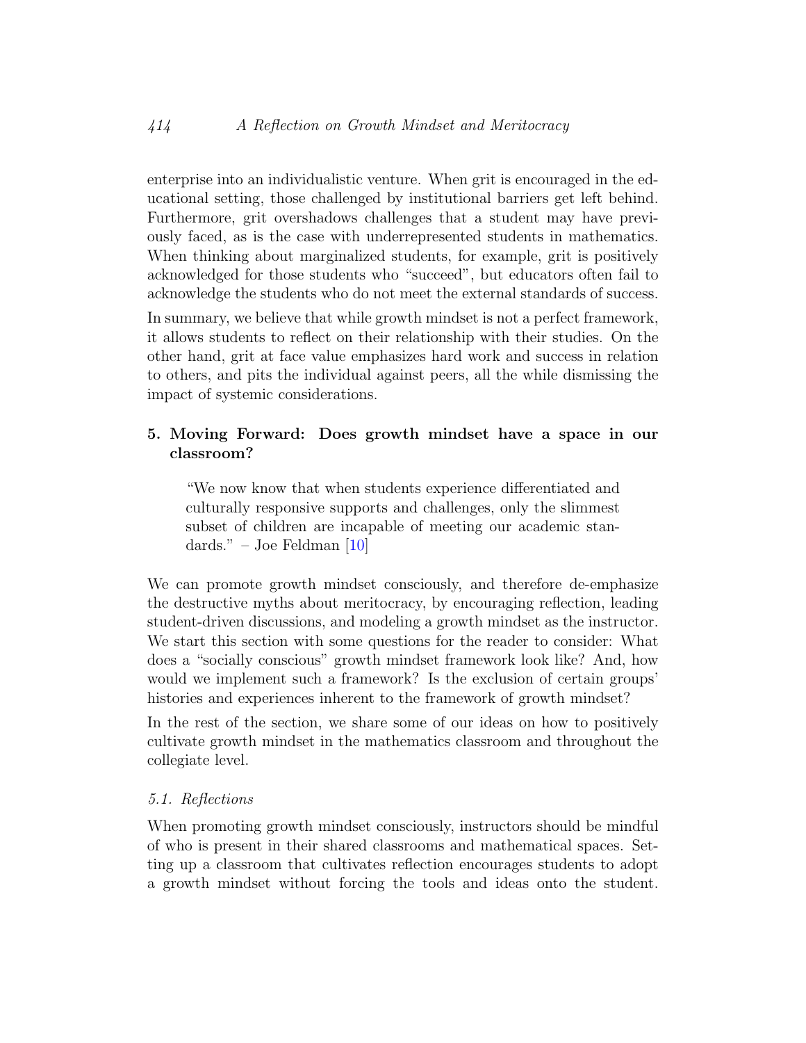enterprise into an individualistic venture. When grit is encouraged in the educational setting, those challenged by institutional barriers get left behind. Furthermore, grit overshadows challenges that a student may have previously faced, as is the case with underrepresented students in mathematics. When thinking about marginalized students, for example, grit is positively acknowledged for those students who "succeed", but educators often fail to acknowledge the students who do not meet the external standards of success.

In summary, we believe that while growth mindset is not a perfect framework, it allows students to reflect on their relationship with their studies. On the other hand, grit at face value emphasizes hard work and success in relation to others, and pits the individual against peers, all the while dismissing the impact of systemic considerations.

## 5. Moving Forward: Does growth mindset have a space in our classroom?

> "We now know that when students experience differentiated and culturally responsive supports and challenges, only the slimmest subset of children are incapable of meeting our academic standards." – Joe Feldman [10]

We can promote growth mindset consciously, and therefore de-emphasize the destructive myths about meritocracy, by encouraging reflection, leading student-driven discussions, and modeling a growth mindset as the instructor. We start this section with some questions for the reader to consider: What does a "socially conscious" growth mindset framework look like? And, how would we implement such a framework? Is the exclusion of certain groups' histories and experiences inherent to the framework of growth mindset?

In the rest of the section, we share some of our ideas on how to positively cultivate growth mindset in the mathematics classroom and throughout the collegiate level.

### *5.1. Reflections*

When promoting growth mindset consciously, instructors should be mindful of who is present in their shared classrooms and mathematical spaces. Setting up a classroom that cultivates reflection encourages students to adopt a growth mindset without forcing the tools and ideas onto the student.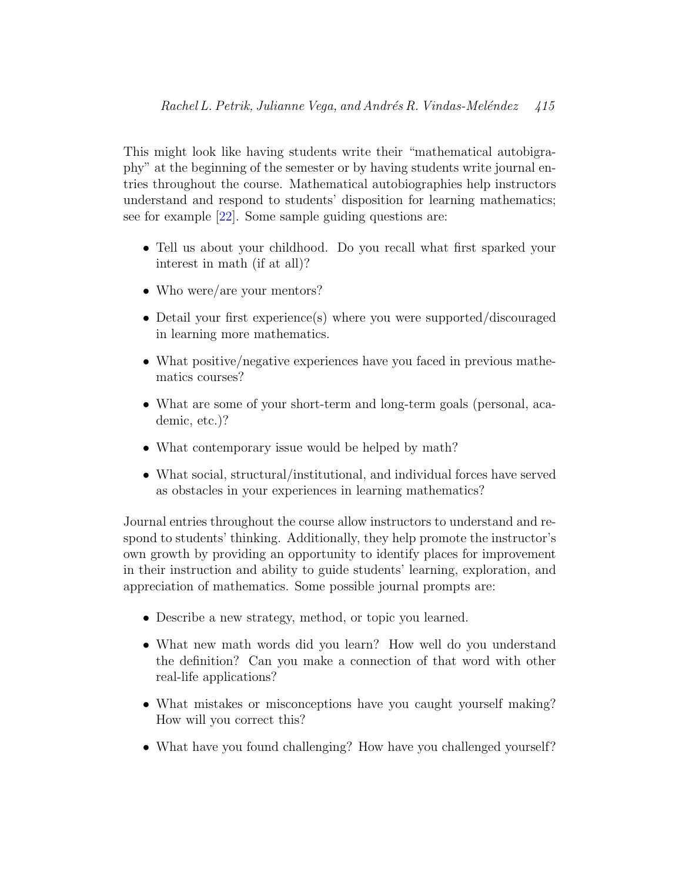This might look like having students write their "mathematical autobiography" at the beginning of the semester or by having students write journal entries throughout the course. Mathematical autobiographies help instructors understand and respond to students' disposition for learning mathematics; see for example [22]. Some sample guiding questions are:

- Tell us about your childhood. Do you recall what first sparked your interest in math (if at all)?
- Who were/are your mentors?
- Detail your first experience(s) where you were supported/discouraged in learning more mathematics.
- What positive/negative experiences have you faced in previous mathematics courses?
- What are some of your short-term and long-term goals (personal, academic, etc.)?
- What contemporary issue would be helped by math?
- What social, structural/institutional, and individual forces have served as obstacles in your experiences in learning mathematics?

Journal entries throughout the course allow instructors to understand and respond to students' thinking. Additionally, they help promote the instructor's own growth by providing an opportunity to identify places for improvement in their instruction and ability to guide students' learning, exploration, and appreciation of mathematics. Some possible journal prompts are:

- Describe a new strategy, method, or topic you learned.
- What new math words did you learn? How well do you understand the definition? Can you make a connection of that word with other real-life applications?
- What mistakes or misconceptions have you caught yourself making? How will you correct this?
- What have you found challenging? How have you challenged yourself?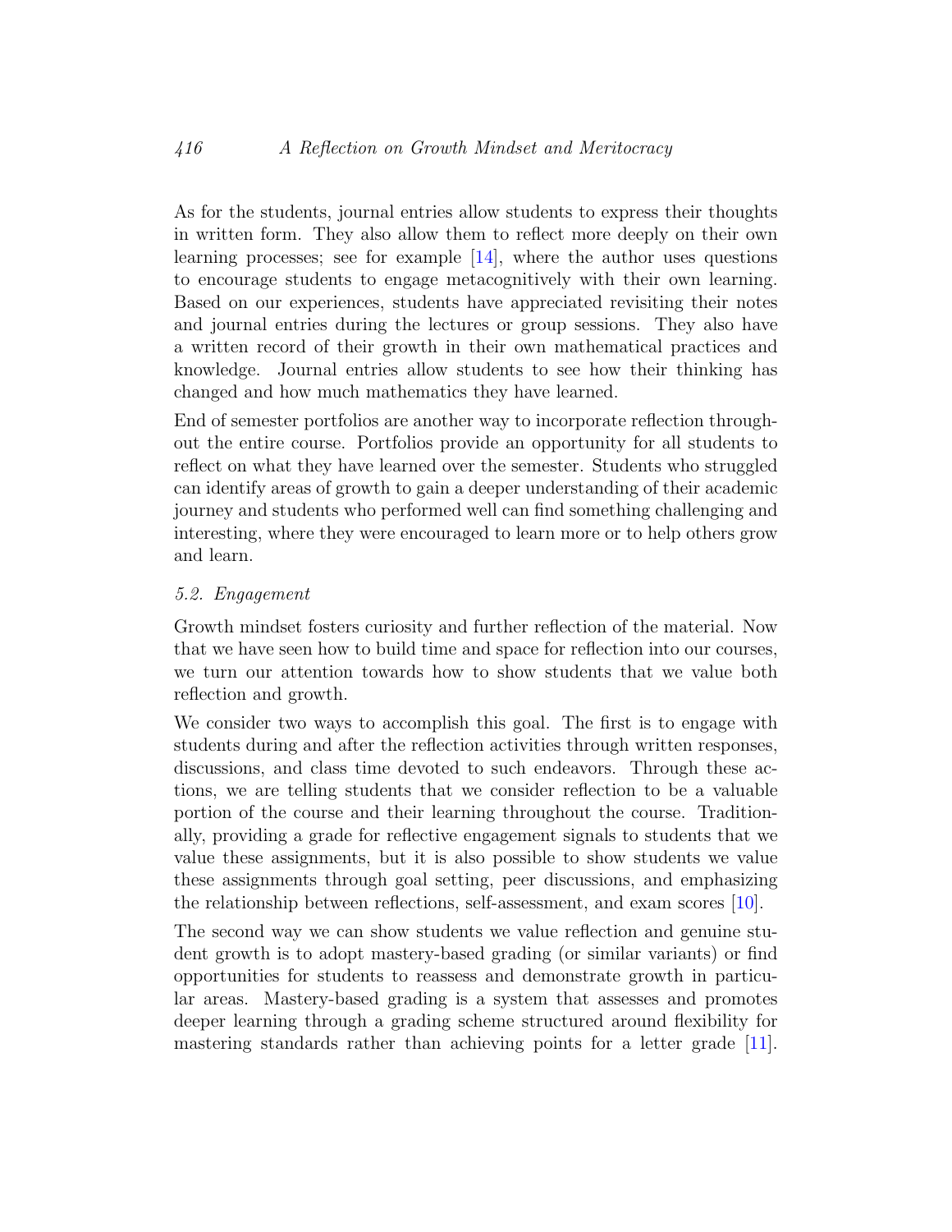As for the students, journal entries allow students to express their thoughts in written form. They also allow them to reflect more deeply on their own learning processes; see for example [14], where the author uses questions to encourage students to engage metacognitively with their own learning. Based on our experiences, students have appreciated revisiting their notes and journal entries during the lectures or group sessions. They also have a written record of their growth in their own mathematical practices and knowledge. Journal entries allow students to see how their thinking has changed and how much mathematics they have learned.

End of semester portfolios are another way to incorporate reflection throughout the entire course. Portfolios provide an opportunity for all students to reflect on what they have learned over the semester. Students who struggled can identify areas of growth to gain a deeper understanding of their academic journey and students who performed well can find something challenging and interesting, where they were encouraged to learn more or to help others grow and learn.

### *5.2. Engagement*

Growth mindset fosters curiosity and further reflection of the material. Now that we have seen how to build time and space for reflection into our courses, we turn our attention towards how to show students that we value both reflection and growth.

We consider two ways to accomplish this goal. The first is to engage with students during and after the reflection activities through written responses, discussions, and class time devoted to such endeavors. Through these actions, we are telling students that we consider reflection to be a valuable portion of the course and their learning throughout the course. Traditionally, providing a grade for reflective engagement signals to students that we value these assignments, but it is also possible to show students we value these assignments through goal setting, peer discussions, and emphasizing the relationship between reflections, self-assessment, and exam scores [10].

The second way we can show students we value reflection and genuine student growth is to adopt mastery-based grading (or similar variants) or find opportunities for students to reassess and demonstrate growth in particular areas. Mastery-based grading is a system that assesses and promotes deeper learning through a grading scheme structured around flexibility for mastering standards rather than achieving points for a letter grade [11].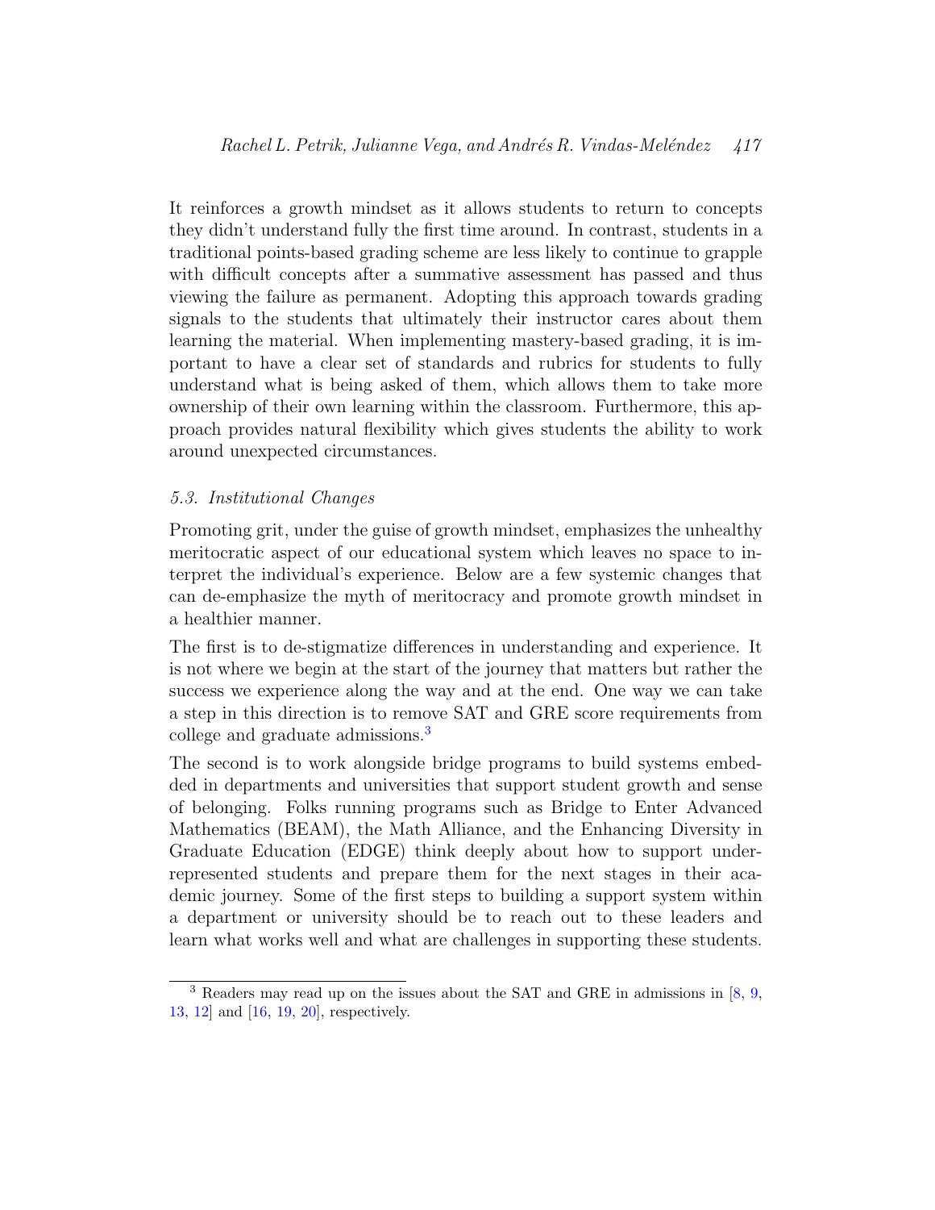It reinforces a growth mindset as it allows students to return to concepts they didn't understand fully the first time around. In contrast, students in a traditional points-based grading scheme are less likely to continue to grapple with difficult concepts after a summative assessment has passed and thus viewing the failure as permanent. Adopting this approach towards grading signals to the students that ultimately their instructor cares about them learning the material. When implementing mastery-based grading, it is important to have a clear set of standards and rubrics for students to fully understand what is being asked of them, which allows them to take more ownership of their own learning within the classroom. Furthermore, this approach provides natural flexibility which gives students the ability to work around unexpected circumstances.

### *5.3. Institutional Changes*

Promoting grit, under the guise of growth mindset, emphasizes the unhealthy meritocratic aspect of our educational system which leaves no space to interpret the individual's experience. Below are a few systemic changes that can de-emphasize the myth of meritocracy and promote growth mindset in a healthier manner.

The first is to de-stigmatize differences in understanding and experience. It is not where we begin at the start of the journey that matters but rather the success we experience along the way and at the end. One way we can take a step in this direction is to remove SAT and GRE score requirements from college and graduate admissions.[3]

The second is to work alongside bridge programs to build systems embedded in departments and universities that support student growth and sense of belonging. Folks running programs such as Bridge to Enter Advanced Mathematics (BEAM), the Math Alliance, and the Enhancing Diversity in Graduate Education (EDGE) think deeply about how to support underrepresented students and prepare them for the next stages in their academic journey. Some of the first steps to building a support system within a department or university should be to reach out to these leaders and learn what works well and what are challenges in supporting these students.

---

[3] Readers may read up on the issues about the SAT and GRE in admissions in [8, 9, 13, 12] and [16, 19, 20], respectively.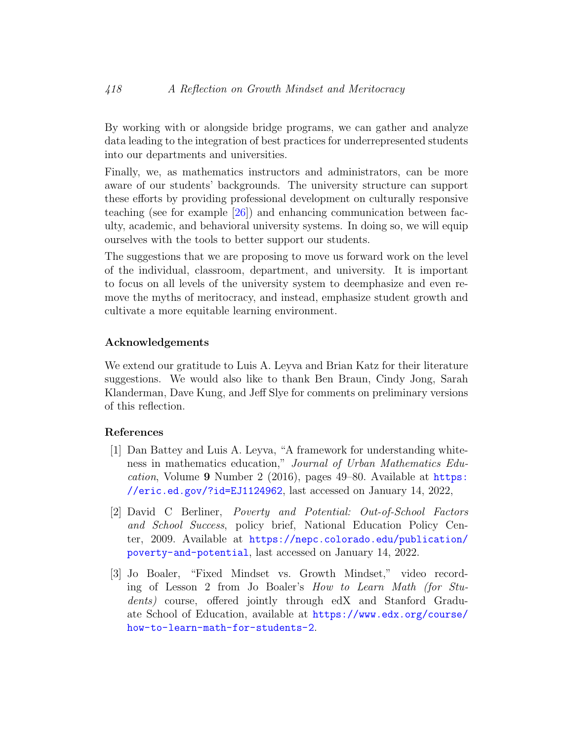By working with or alongside bridge programs, we can gather and analyze data leading to the integration of best practices for underrepresented students into our departments and universities.

Finally, we, as mathematics instructors and administrators, can be more aware of our students' backgrounds. The university structure can support these efforts by providing professional development on culturally responsive teaching (see for example [26]) and enhancing communication between faculty, academic, and behavioral university systems. In doing so, we will equip ourselves with the tools to better support our students.

The suggestions that we are proposing to move us forward work on the level of the individual, classroom, department, and university. It is important to focus on all levels of the university system to deemphasize and even remove the myths of meritocracy, and instead, emphasize student growth and cultivate a more equitable learning environment.

### Acknowledgements

We extend our gratitude to Luis A. Leyva and Brian Katz for their literature suggestions. We would also like to thank Ben Braun, Cindy Jong, Sarah Klanderman, Dave Kung, and Jeff Slye for comments on preliminary versions of this reflection.

### References

[1] Dan Battey and Luis A. Leyva, "A framework for understanding whiteness in mathematics education," *Journal of Urban Mathematics Education*, Volume **9** Number 2 (2016), pages 49–80. Available at https://eric.ed.gov/?id=EJ1124962, last accessed on January 14, 2022,

[2] David C Berliner, *Poverty and Potential: Out-of-School Factors and School Success*, policy brief, National Education Policy Center, 2009. Available at https://nepc.colorado.edu/publication/poverty-and-potential, last accessed on January 14, 2022.

[3] Jo Boaler, "Fixed Mindset vs. Growth Mindset," video recording of Lesson 2 from Jo Boaler's *How to Learn Math (for Students)* course, offered jointly through edX and Stanford Graduate School of Education, available at https://www.edx.org/course/how-to-learn-math-for-students-2.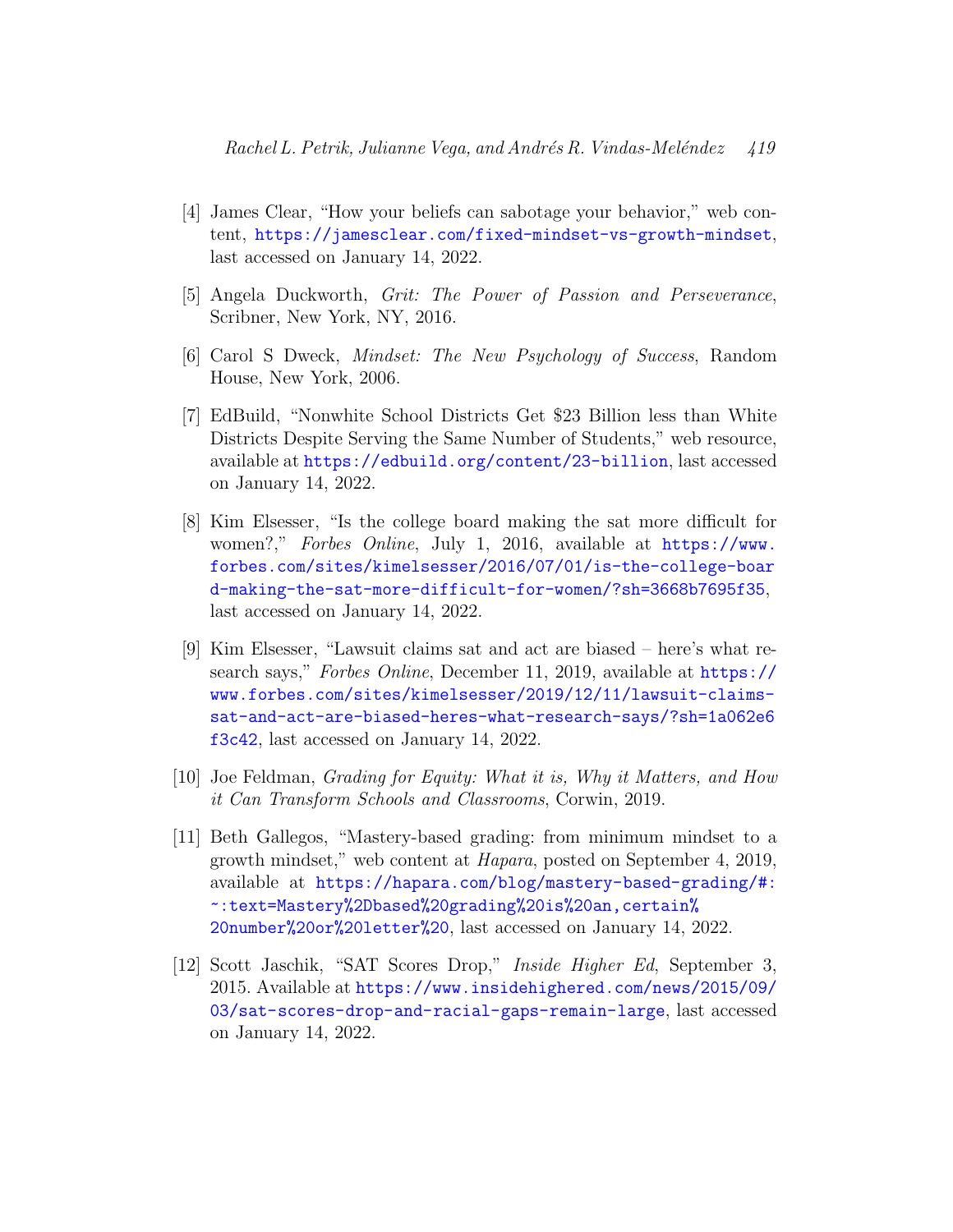[4] James Clear, "How your beliefs can sabotage your behavior," web content, https://jamesclear.com/fixed-mindset-vs-growth-mindset, last accessed on January 14, 2022.

[5] Angela Duckworth, *Grit: The Power of Passion and Perseverance*, Scribner, New York, NY, 2016.

[6] Carol S Dweck, *Mindset: The New Psychology of Success*, Random House, New York, 2006.

[7] EdBuild, "Nonwhite School Districts Get $23 Billion less than White Districts Despite Serving the Same Number of Students," web resource, available at https://edbuild.org/content/23-billion, last accessed on January 14, 2022.

[8] Kim Elsesser, "Is the college board making the sat more difficult for women?," *Forbes Online*, July 1, 2016, available at https://www.forbes.com/sites/kimelsesser/2016/07/01/is-the-college-board-making-the-sat-more-difficult-for-women/?sh=3668b7695f35, last accessed on January 14, 2022.

[9] Kim Elsesser, "Lawsuit claims sat and act are biased – here's what research says," *Forbes Online*, December 11, 2019, available at https://www.forbes.com/sites/kimelsesser/2019/12/11/lawsuit-claims-sat-and-act-are-biased-heres-what-research-says/?sh=1a062e6f3c42, last accessed on January 14, 2022.

[10] Joe Feldman, *Grading for Equity: What it is, Why it Matters, and How it Can Transform Schools and Classrooms*, Corwin, 2019.

[11] Beth Gallegos, "Mastery-based grading: from minimum mindset to a growth mindset," web content at *Hapara*, posted on September 4, 2019, available at https://hapara.com/blog/mastery-based-grading/#:~:text=Mastery%2Dbased%20grading%20is%20an,certain%20number%20or%20letter%20, last accessed on January 14, 2022.

[12] Scott Jaschik, "SAT Scores Drop," *Inside Higher Ed*, September 3, 2015. Available at https://www.insidehighered.com/news/2015/09/03/sat-scores-drop-and-racial-gaps-remain-large, last accessed on January 14, 2022.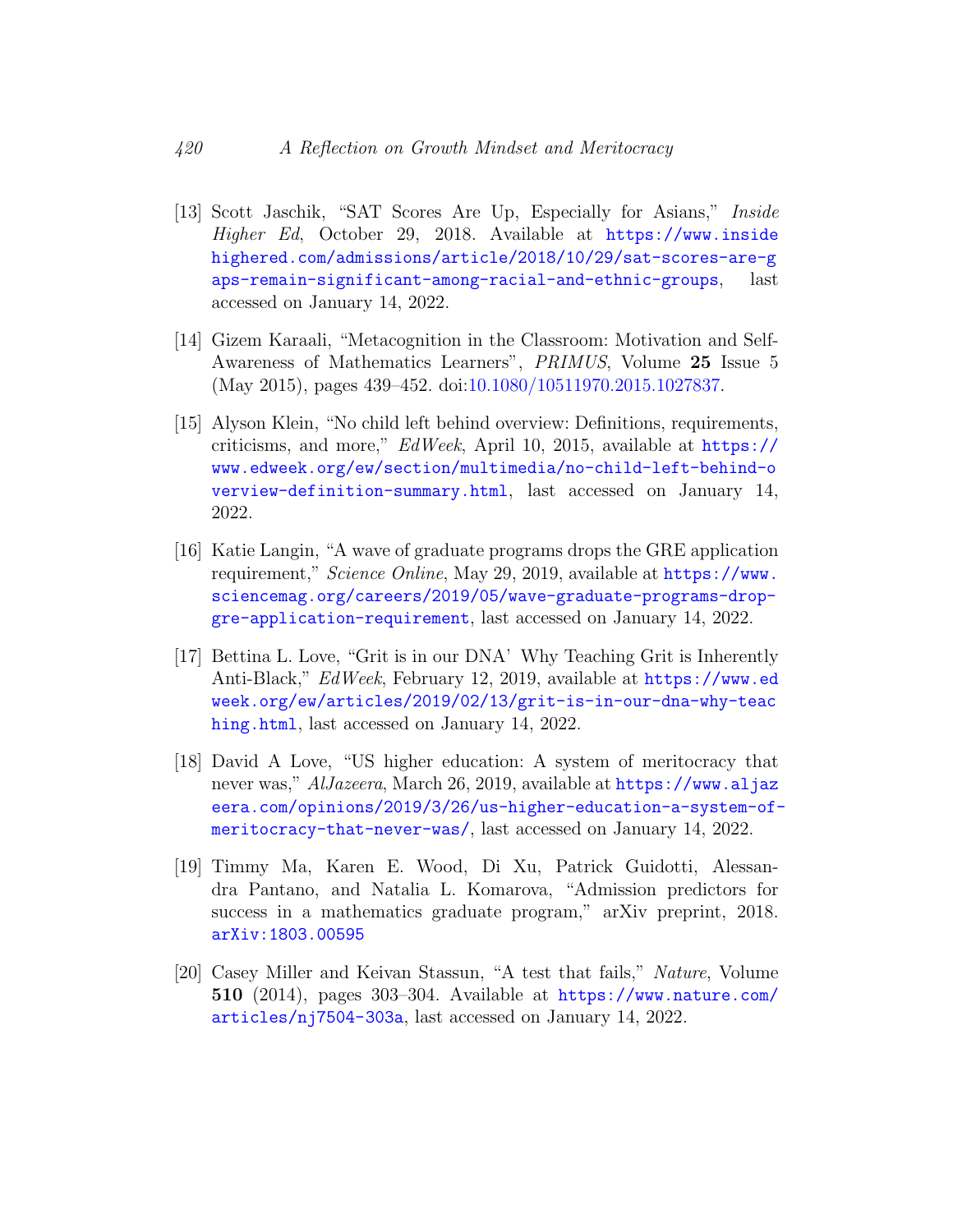[13] Scott Jaschik, "SAT Scores Are Up, Especially for Asians," *Inside Higher Ed*, October 29, 2018. Available at https://www.insidehighered.com/admissions/article/2018/10/29/sat-scores-are-gaps-remain-significant-among-racial-and-ethnic-groups, last accessed on January 14, 2022.

[14] Gizem Karaali, "Metacognition in the Classroom: Motivation and Self-Awareness of Mathematics Learners", *PRIMUS*, Volume **25** Issue 5 (May 2015), pages 439–452. doi:10.1080/10511970.2015.1027837.

[15] Alyson Klein, "No child left behind overview: Definitions, requirements, criticisms, and more," *EdWeek*, April 10, 2015, available at https://www.edweek.org/ew/section/multimedia/no-child-left-behind-overview-definition-summary.html, last accessed on January 14, 2022.

[16] Katie Langin, "A wave of graduate programs drops the GRE application requirement," *Science Online*, May 29, 2019, available at https://www.sciencemag.org/careers/2019/05/wave-graduate-programs-drop-gre-application-requirement, last accessed on January 14, 2022.

[17] Bettina L. Love, "Grit is in our DNA' Why Teaching Grit is Inherently Anti-Black," *EdWeek*, February 12, 2019, available at https://www.edweek.org/ew/articles/2019/02/13/grit-is-in-our-dna-why-teaching.html, last accessed on January 14, 2022.

[18] David A Love, "US higher education: A system of meritocracy that never was," *AlJazeera*, March 26, 2019, available at https://www.aljazeera.com/opinions/2019/3/26/us-higher-education-a-system-of-meritocracy-that-never-was/, last accessed on January 14, 2022.

[19] Timmy Ma, Karen E. Wood, Di Xu, Patrick Guidotti, Alessandra Pantano, and Natalia L. Komarova, "Admission predictors for success in a mathematics graduate program," arXiv preprint, 2018. arXiv:1803.00595

[20] Casey Miller and Keivan Stassun, "A test that fails," *Nature*, Volume **510** (2014), pages 303–304. Available at https://www.nature.com/articles/nj7504-303a, last accessed on January 14, 2022.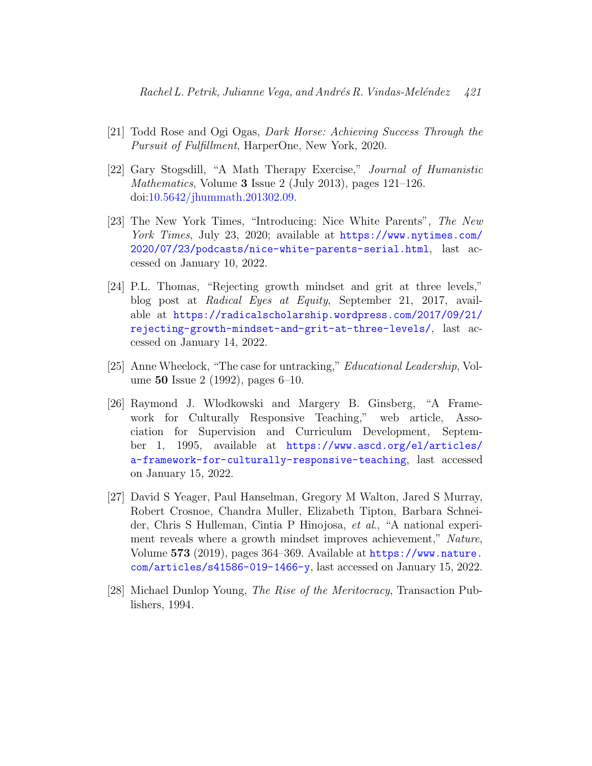[21] Todd Rose and Ogi Ogas, *Dark Horse: Achieving Success Through the Pursuit of Fulfillment*, HarperOne, New York, 2020.

[22] Gary Stogsdill, "A Math Therapy Exercise," *Journal of Humanistic Mathematics*, Volume **3** Issue 2 (July 2013), pages 121–126. doi:10.5642/jhummath.201302.09.

[23] The New York Times, "Introducing: Nice White Parents", *The New York Times*, July 23, 2020; available at https://www.nytimes.com/2020/07/23/podcasts/nice-white-parents-serial.html, last accessed on January 10, 2022.

[24] P.L. Thomas, "Rejecting growth mindset and grit at three levels," blog post at *Radical Eyes at Equity*, September 21, 2017, available at https://radicalscholarship.wordpress.com/2017/09/21/rejecting-growth-mindset-and-grit-at-three-levels/, last accessed on January 14, 2022.

[25] Anne Wheelock, "The case for untracking," *Educational Leadership*, Volume **50** Issue 2 (1992), pages 6–10.

[26] Raymond J. Wlodkowski and Margery B. Ginsberg, "A Framework for Culturally Responsive Teaching," web article, Association for Supervision and Curriculum Development, September 1, 1995, available at https://www.ascd.org/el/articles/a-framework-for-culturally-responsive-teaching, last accessed on January 15, 2022.

[27] David S Yeager, Paul Hanselman, Gregory M Walton, Jared S Murray, Robert Crosnoe, Chandra Muller, Elizabeth Tipton, Barbara Schneider, Chris S Hulleman, Cintia P Hinojosa, *et al.*, "A national experiment reveals where a growth mindset improves achievement," *Nature*, Volume **573** (2019), pages 364–369. Available at https://www.nature.com/articles/s41586-019-1466-y, last accessed on January 15, 2022.

[28] Michael Dunlop Young, *The Rise of the Meritocracy*, Transaction Publishers, 1994.